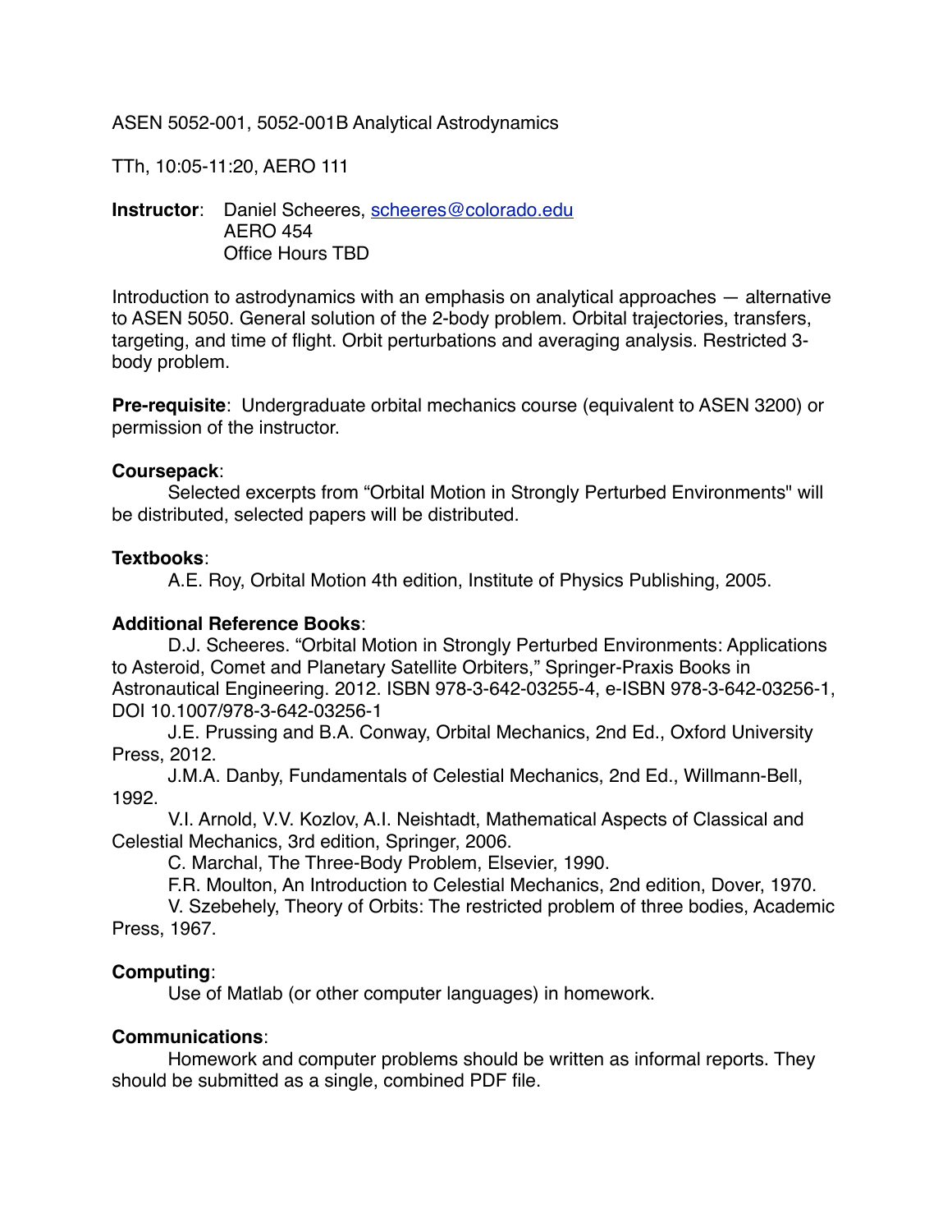ASEN 5052-001, 5052-001B Analytical Astrodynamics

TTh, 10:05-11:20, AERO 111

**Instructor**: Daniel Scheeres, scheeres@colorado.edu
AERO 454
Office Hours TBD

Introduction to astrodynamics with an emphasis on analytical approaches — alternative to ASEN 5050. General solution of the 2-body problem. Orbital trajectories, transfers, targeting, and time of flight. Orbit perturbations and averaging analysis. Restricted 3-body problem.

**Pre-requisite**: Undergraduate orbital mechanics course (equivalent to ASEN 3200) or permission of the instructor.

**Coursepack**:

Selected excerpts from "Orbital Motion in Strongly Perturbed Environments" will be distributed, selected papers will be distributed.

**Textbooks**:

A.E. Roy, Orbital Motion 4th edition, Institute of Physics Publishing, 2005.

**Additional Reference Books**:

D.J. Scheeres. "Orbital Motion in Strongly Perturbed Environments: Applications to Asteroid, Comet and Planetary Satellite Orbiters," Springer-Praxis Books in Astronautical Engineering. 2012. ISBN 978-3-642-03255-4, e-ISBN 978-3-642-03256-1, DOI 10.1007/978-3-642-03256-1

J.E. Prussing and B.A. Conway, Orbital Mechanics, 2nd Ed., Oxford University Press, 2012.

J.M.A. Danby, Fundamentals of Celestial Mechanics, 2nd Ed., Willmann-Bell, 1992.

V.I. Arnold, V.V. Kozlov, A.I. Neishtadt, Mathematical Aspects of Classical and Celestial Mechanics, 3rd edition, Springer, 2006.

C. Marchal, The Three-Body Problem, Elsevier, 1990.

F.R. Moulton, An Introduction to Celestial Mechanics, 2nd edition, Dover, 1970.

V. Szebehely, Theory of Orbits: The restricted problem of three bodies, Academic Press, 1967.

**Computing**:

Use of Matlab (or other computer languages) in homework.

**Communications**:

Homework and computer problems should be written as informal reports. They should be submitted as a single, combined PDF file.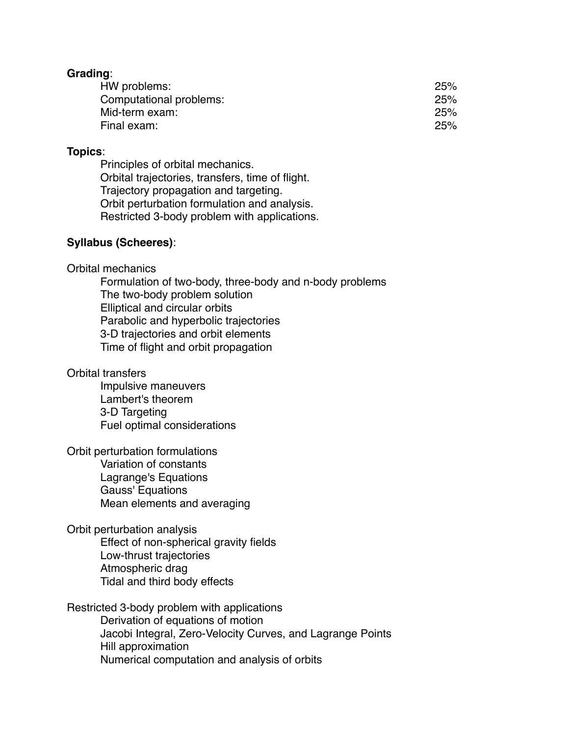**Grading**:

| | |
|---|---|
| HW problems: | 25% |
| Computational problems: | 25% |
| Mid-term exam: | 25% |
| Final exam: | 25% |

**Topics**:

- Principles of orbital mechanics.
- Orbital trajectories, transfers, time of flight.
- Trajectory propagation and targeting.
- Orbit perturbation formulation and analysis.
- Restricted 3-body problem with applications.

**Syllabus (Scheeres)**:

Orbital mechanics

- Formulation of two-body, three-body and n-body problems
- The two-body problem solution
- Elliptical and circular orbits
- Parabolic and hyperbolic trajectories
- 3-D trajectories and orbit elements
- Time of flight and orbit propagation

Orbital transfers

- Impulsive maneuvers
- Lambert's theorem
- 3-D Targeting
- Fuel optimal considerations

Orbit perturbation formulations

- Variation of constants
- Lagrange's Equations
- Gauss' Equations
- Mean elements and averaging

Orbit perturbation analysis

- Effect of non-spherical gravity fields
- Low-thrust trajectories
- Atmospheric drag
- Tidal and third body effects

Restricted 3-body problem with applications

- Derivation of equations of motion
- Jacobi Integral, Zero-Velocity Curves, and Lagrange Points
- Hill approximation
- Numerical computation and analysis of orbits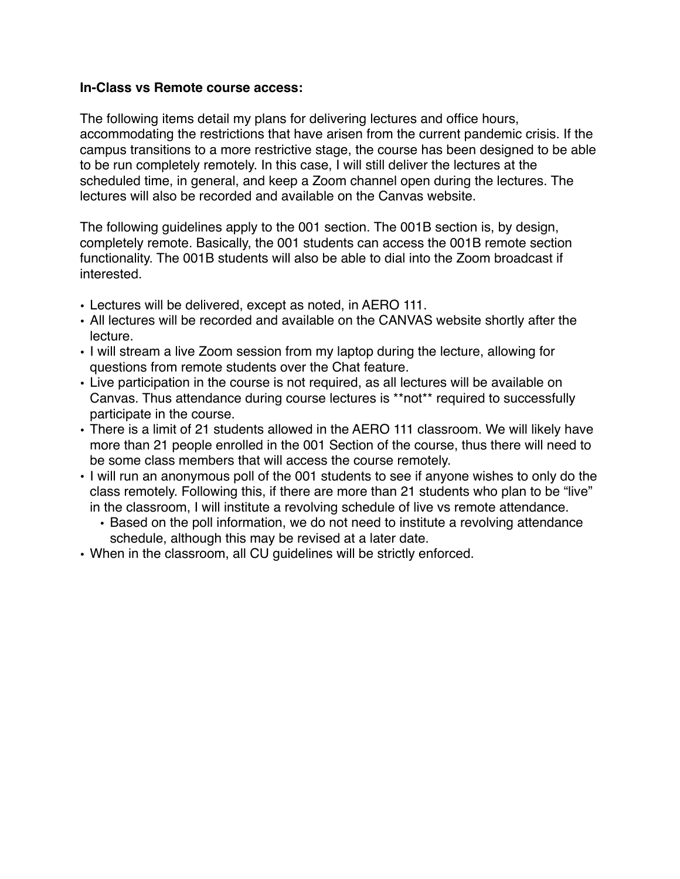**In-Class vs Remote course access:**

The following items detail my plans for delivering lectures and office hours, accommodating the restrictions that have arisen from the current pandemic crisis. If the campus transitions to a more restrictive stage, the course has been designed to be able to be run completely remotely. In this case, I will still deliver the lectures at the scheduled time, in general, and keep a Zoom channel open during the lectures. The lectures will also be recorded and available on the Canvas website.

The following guidelines apply to the 001 section. The 001B section is, by design, completely remote. Basically, the 001 students can access the 001B remote section functionality. The 001B students will also be able to dial into the Zoom broadcast if interested.

- Lectures will be delivered, except as noted, in AERO 111.
- All lectures will be recorded and available on the CANVAS website shortly after the lecture.
- I will stream a live Zoom session from my laptop during the lecture, allowing for questions from remote students over the Chat feature.
- Live participation in the course is not required, as all lectures will be available on Canvas. Thus attendance during course lectures is **not** required to successfully participate in the course.
- There is a limit of 21 students allowed in the AERO 111 classroom. We will likely have more than 21 people enrolled in the 001 Section of the course, thus there will need to be some class members that will access the course remotely.
- I will run an anonymous poll of the 001 students to see if anyone wishes to only do the class remotely. Following this, if there are more than 21 students who plan to be "live" in the classroom, I will institute a revolving schedule of live vs remote attendance.
  - Based on the poll information, we do not need to institute a revolving attendance schedule, although this may be revised at a later date.
- When in the classroom, all CU guidelines will be strictly enforced.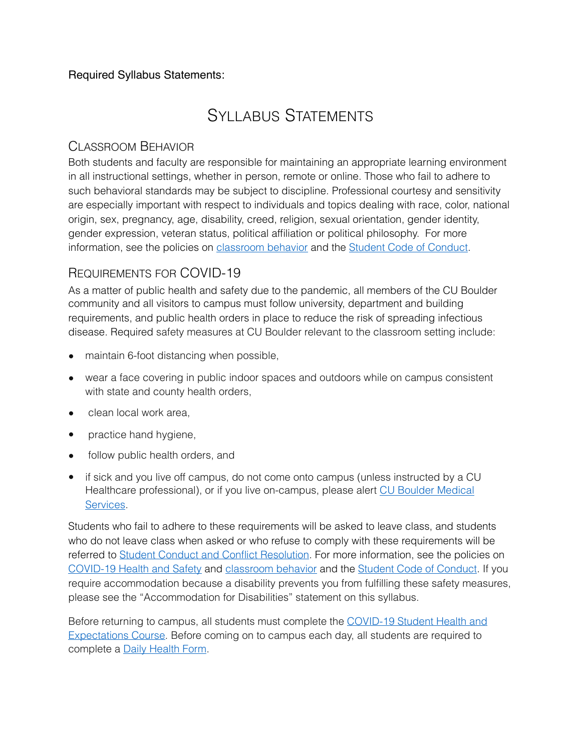Required Syllabus Statements:

# Syllabus Statements

## Classroom Behavior

Both students and faculty are responsible for maintaining an appropriate learning environment in all instructional settings, whether in person, remote or online. Those who fail to adhere to such behavioral standards may be subject to discipline. Professional courtesy and sensitivity are especially important with respect to individuals and topics dealing with race, color, national origin, sex, pregnancy, age, disability, creed, religion, sexual orientation, gender identity, gender expression, veteran status, political affiliation or political philosophy. For more information, see the policies on classroom behavior and the Student Code of Conduct.

## Requirements for COVID-19

As a matter of public health and safety due to the pandemic, all members of the CU Boulder community and all visitors to campus must follow university, department and building requirements, and public health orders in place to reduce the risk of spreading infectious disease. Required safety measures at CU Boulder relevant to the classroom setting include:

- maintain 6-foot distancing when possible,
- wear a face covering in public indoor spaces and outdoors while on campus consistent with state and county health orders,
- clean local work area,
- practice hand hygiene,
- follow public health orders, and
- if sick and you live off campus, do not come onto campus (unless instructed by a CU Healthcare professional), or if you live on-campus, please alert CU Boulder Medical Services.

Students who fail to adhere to these requirements will be asked to leave class, and students who do not leave class when asked or who refuse to comply with these requirements will be referred to Student Conduct and Conflict Resolution. For more information, see the policies on COVID-19 Health and Safety and classroom behavior and the Student Code of Conduct. If you require accommodation because a disability prevents you from fulfilling these safety measures, please see the "Accommodation for Disabilities" statement on this syllabus.

Before returning to campus, all students must complete the COVID-19 Student Health and Expectations Course. Before coming on to campus each day, all students are required to complete a Daily Health Form.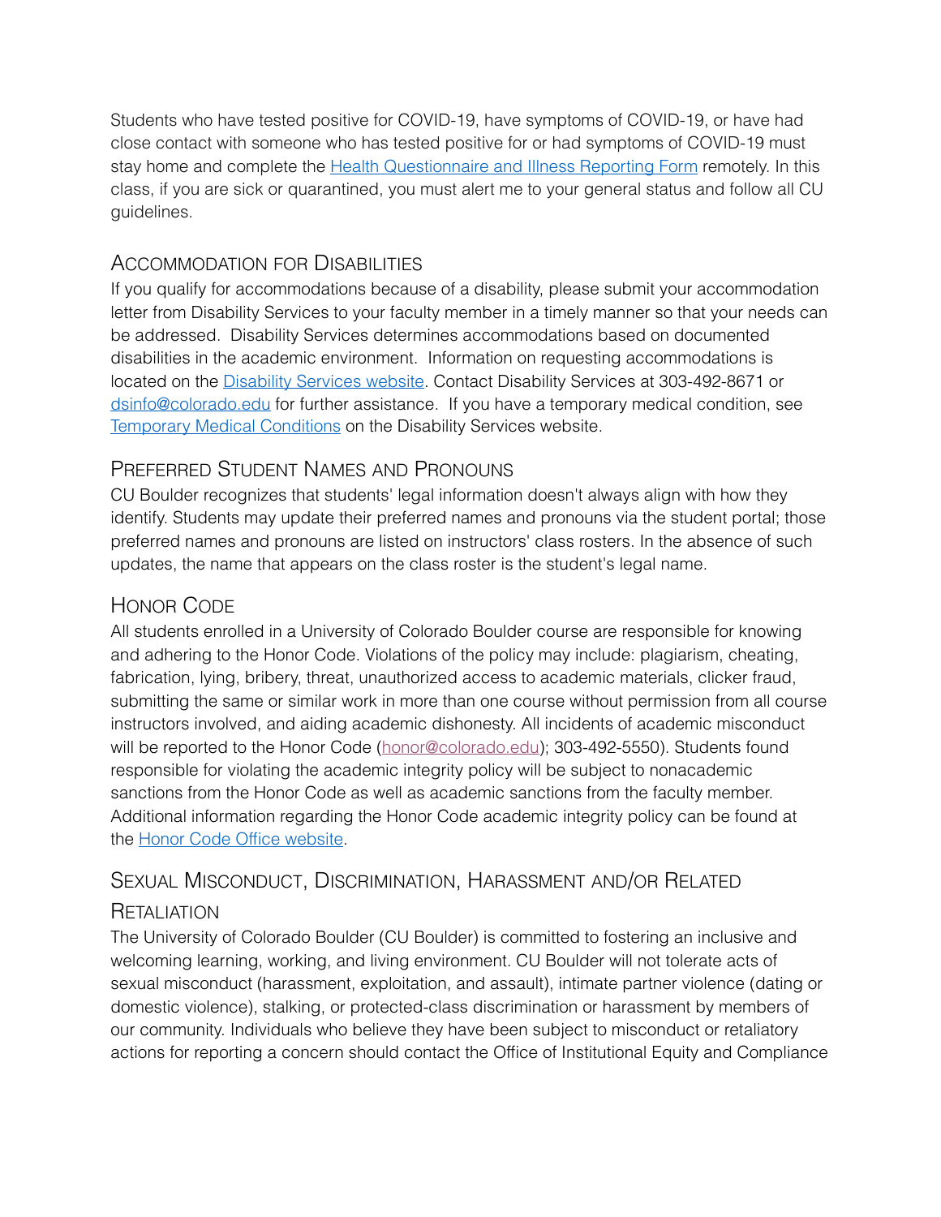Students who have tested positive for COVID-19, have symptoms of COVID-19, or have had close contact with someone who has tested positive for or had symptoms of COVID-19 must stay home and complete the Health Questionnaire and Illness Reporting Form remotely. In this class, if you are sick or quarantined, you must alert me to your general status and follow all CU guidelines.

## Accommodation for Disabilities

If you qualify for accommodations because of a disability, please submit your accommodation letter from Disability Services to your faculty member in a timely manner so that your needs can be addressed. Disability Services determines accommodations based on documented disabilities in the academic environment. Information on requesting accommodations is located on the Disability Services website. Contact Disability Services at 303-492-8671 or dsinfo@colorado.edu for further assistance. If you have a temporary medical condition, see Temporary Medical Conditions on the Disability Services website.

## Preferred Student Names and Pronouns

CU Boulder recognizes that students' legal information doesn't always align with how they identify. Students may update their preferred names and pronouns via the student portal; those preferred names and pronouns are listed on instructors' class rosters. In the absence of such updates, the name that appears on the class roster is the student's legal name.

## Honor Code

All students enrolled in a University of Colorado Boulder course are responsible for knowing and adhering to the Honor Code. Violations of the policy may include: plagiarism, cheating, fabrication, lying, bribery, threat, unauthorized access to academic materials, clicker fraud, submitting the same or similar work in more than one course without permission from all course instructors involved, and aiding academic dishonesty. All incidents of academic misconduct will be reported to the Honor Code (honor@colorado.edu); 303-492-5550). Students found responsible for violating the academic integrity policy will be subject to nonacademic sanctions from the Honor Code as well as academic sanctions from the faculty member. Additional information regarding the Honor Code academic integrity policy can be found at the Honor Code Office website.

## Sexual Misconduct, Discrimination, Harassment and/or Related Retaliation

The University of Colorado Boulder (CU Boulder) is committed to fostering an inclusive and welcoming learning, working, and living environment. CU Boulder will not tolerate acts of sexual misconduct (harassment, exploitation, and assault), intimate partner violence (dating or domestic violence), stalking, or protected-class discrimination or harassment by members of our community. Individuals who believe they have been subject to misconduct or retaliatory actions for reporting a concern should contact the Office of Institutional Equity and Compliance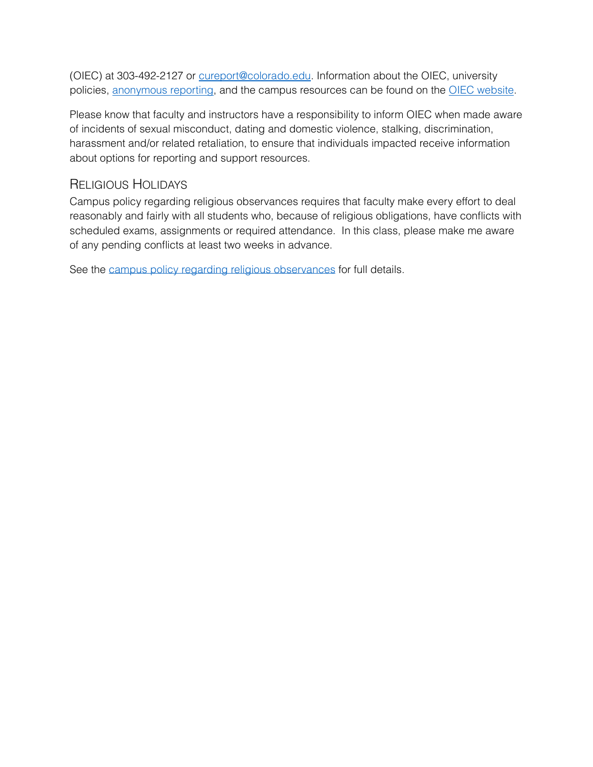(OIEC) at 303-492-2127 or cureport@colorado.edu. Information about the OIEC, university policies, anonymous reporting, and the campus resources can be found on the OIEC website.

Please know that faculty and instructors have a responsibility to inform OIEC when made aware of incidents of sexual misconduct, dating and domestic violence, stalking, discrimination, harassment and/or related retaliation, to ensure that individuals impacted receive information about options for reporting and support resources.

## Religious Holidays

Campus policy regarding religious observances requires that faculty make every effort to deal reasonably and fairly with all students who, because of religious obligations, have conflicts with scheduled exams, assignments or required attendance. In this class, please make me aware of any pending conflicts at least two weeks in advance.

See the campus policy regarding religious observances for full details.